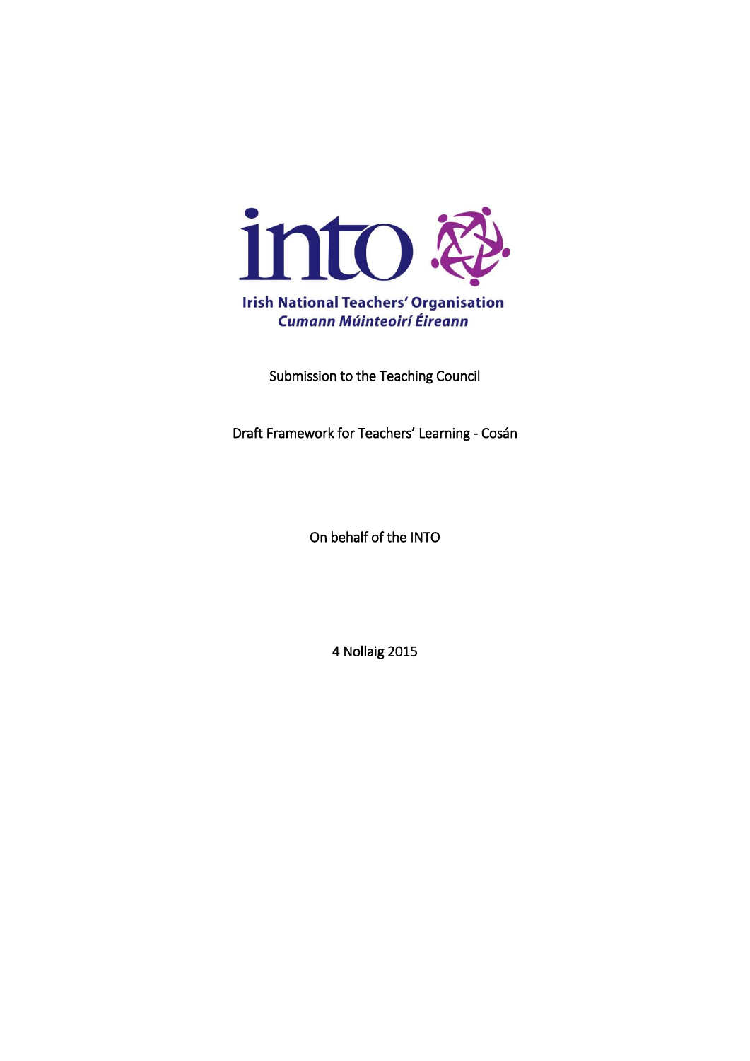into

Irish National Teachers' Organisation
*Cumann Múinteoirí Éireann*

Submission to the Teaching Council

Draft Framework for Teachers' Learning - Cosán

On behalf of the INTO

4 Nollaig 2015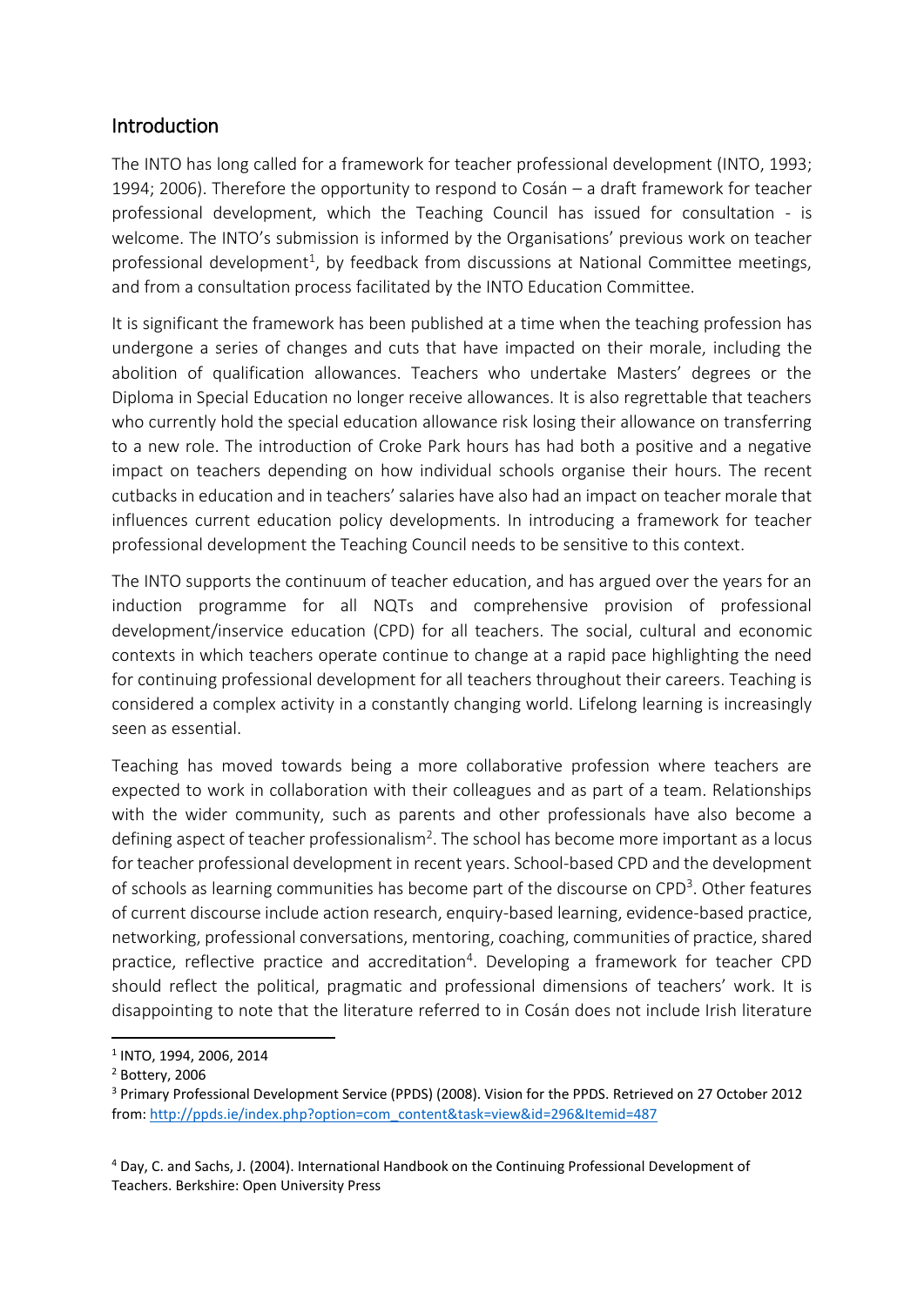## Introduction

The INTO has long called for a framework for teacher professional development (INTO, 1993; 1994; 2006). Therefore the opportunity to respond to Cosán – a draft framework for teacher professional development, which the Teaching Council has issued for consultation - is welcome. The INTO's submission is informed by the Organisations' previous work on teacher professional development[1], by feedback from discussions at National Committee meetings, and from a consultation process facilitated by the INTO Education Committee.

It is significant the framework has been published at a time when the teaching profession has undergone a series of changes and cuts that have impacted on their morale, including the abolition of qualification allowances. Teachers who undertake Masters' degrees or the Diploma in Special Education no longer receive allowances. It is also regrettable that teachers who currently hold the special education allowance risk losing their allowance on transferring to a new role. The introduction of Croke Park hours has had both a positive and a negative impact on teachers depending on how individual schools organise their hours. The recent cutbacks in education and in teachers' salaries have also had an impact on teacher morale that influences current education policy developments. In introducing a framework for teacher professional development the Teaching Council needs to be sensitive to this context.

The INTO supports the continuum of teacher education, and has argued over the years for an induction programme for all NQTs and comprehensive provision of professional development/inservice education (CPD) for all teachers. The social, cultural and economic contexts in which teachers operate continue to change at a rapid pace highlighting the need for continuing professional development for all teachers throughout their careers. Teaching is considered a complex activity in a constantly changing world. Lifelong learning is increasingly seen as essential.

Teaching has moved towards being a more collaborative profession where teachers are expected to work in collaboration with their colleagues and as part of a team. Relationships with the wider community, such as parents and other professionals have also become a defining aspect of teacher professionalism[2]. The school has become more important as a locus for teacher professional development in recent years. School-based CPD and the development of schools as learning communities has become part of the discourse on CPD[3]. Other features of current discourse include action research, enquiry-based learning, evidence-based practice, networking, professional conversations, mentoring, coaching, communities of practice, shared practice, reflective practice and accreditation[4]. Developing a framework for teacher CPD should reflect the political, pragmatic and professional dimensions of teachers' work. It is disappointing to note that the literature referred to in Cosán does not include Irish literature

---

[1] INTO, 1994, 2006, 2014

[2] Bottery, 2006

[3] Primary Professional Development Service (PPDS) (2008). Vision for the PPDS. Retrieved on 27 October 2012 from: http://ppds.ie/index.php?option=com_content&task=view&id=296&Itemid=487

[4] Day, C. and Sachs, J. (2004). International Handbook on the Continuing Professional Development of Teachers. Berkshire: Open University Press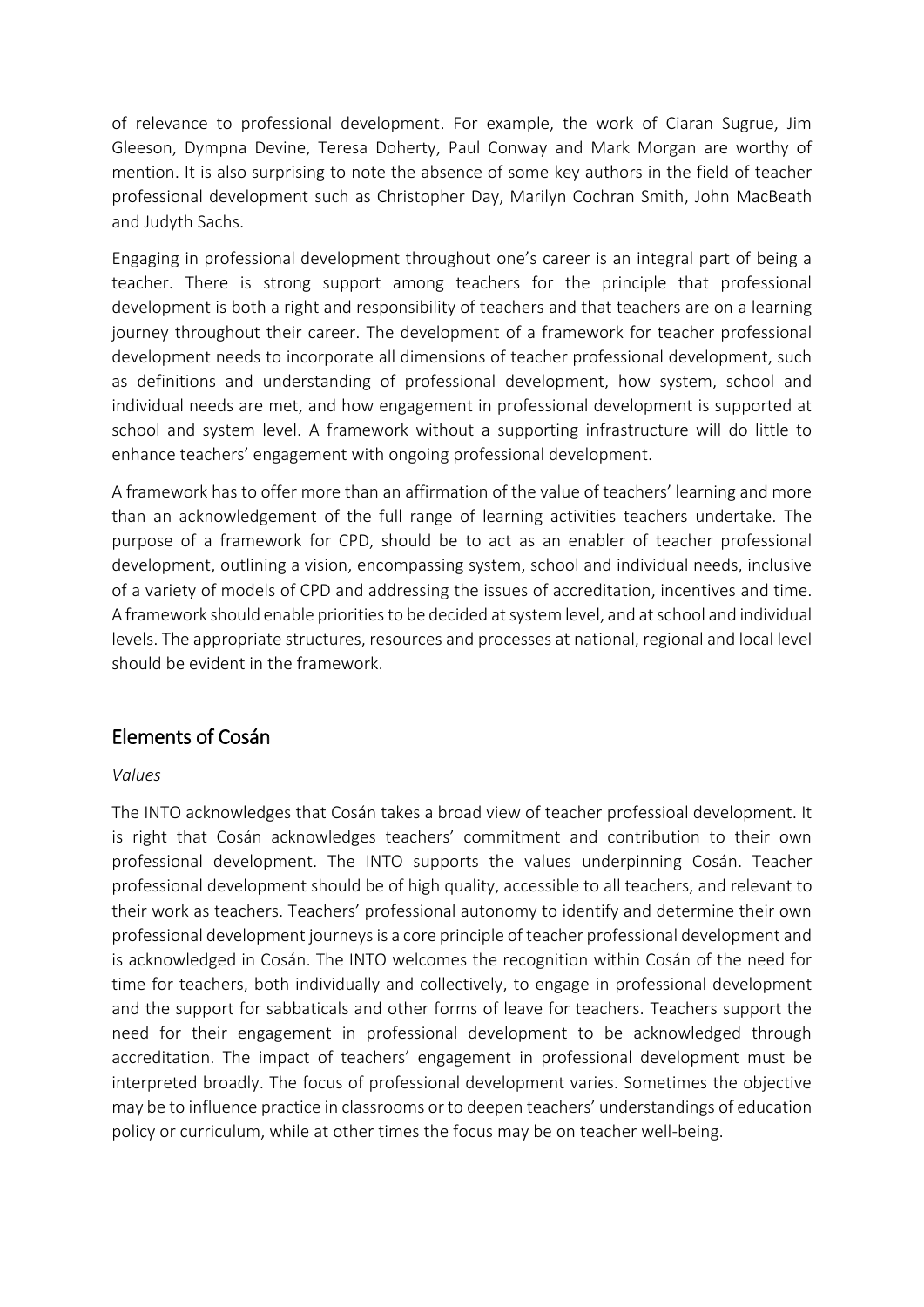of relevance to professional development. For example, the work of Ciaran Sugrue, Jim Gleeson, Dympna Devine, Teresa Doherty, Paul Conway and Mark Morgan are worthy of mention. It is also surprising to note the absence of some key authors in the field of teacher professional development such as Christopher Day, Marilyn Cochran Smith, John MacBeath and Judyth Sachs.

Engaging in professional development throughout one's career is an integral part of being a teacher. There is strong support among teachers for the principle that professional development is both a right and responsibility of teachers and that teachers are on a learning journey throughout their career. The development of a framework for teacher professional development needs to incorporate all dimensions of teacher professional development, such as definitions and understanding of professional development, how system, school and individual needs are met, and how engagement in professional development is supported at school and system level. A framework without a supporting infrastructure will do little to enhance teachers' engagement with ongoing professional development.

A framework has to offer more than an affirmation of the value of teachers' learning and more than an acknowledgement of the full range of learning activities teachers undertake. The purpose of a framework for CPD, should be to act as an enabler of teacher professional development, outlining a vision, encompassing system, school and individual needs, inclusive of a variety of models of CPD and addressing the issues of accreditation, incentives and time. A framework should enable priorities to be decided at system level, and at school and individual levels. The appropriate structures, resources and processes at national, regional and local level should be evident in the framework.

## Elements of Cosán

*Values*

The INTO acknowledges that Cosán takes a broad view of teacher professioal development. It is right that Cosán acknowledges teachers' commitment and contribution to their own professional development. The INTO supports the values underpinning Cosán. Teacher professional development should be of high quality, accessible to all teachers, and relevant to their work as teachers. Teachers' professional autonomy to identify and determine their own professional development journeys is a core principle of teacher professional development and is acknowledged in Cosán. The INTO welcomes the recognition within Cosán of the need for time for teachers, both individually and collectively, to engage in professional development and the support for sabbaticals and other forms of leave for teachers. Teachers support the need for their engagement in professional development to be acknowledged through accreditation. The impact of teachers' engagement in professional development must be interpreted broadly. The focus of professional development varies. Sometimes the objective may be to influence practice in classrooms or to deepen teachers' understandings of education policy or curriculum, while at other times the focus may be on teacher well-being.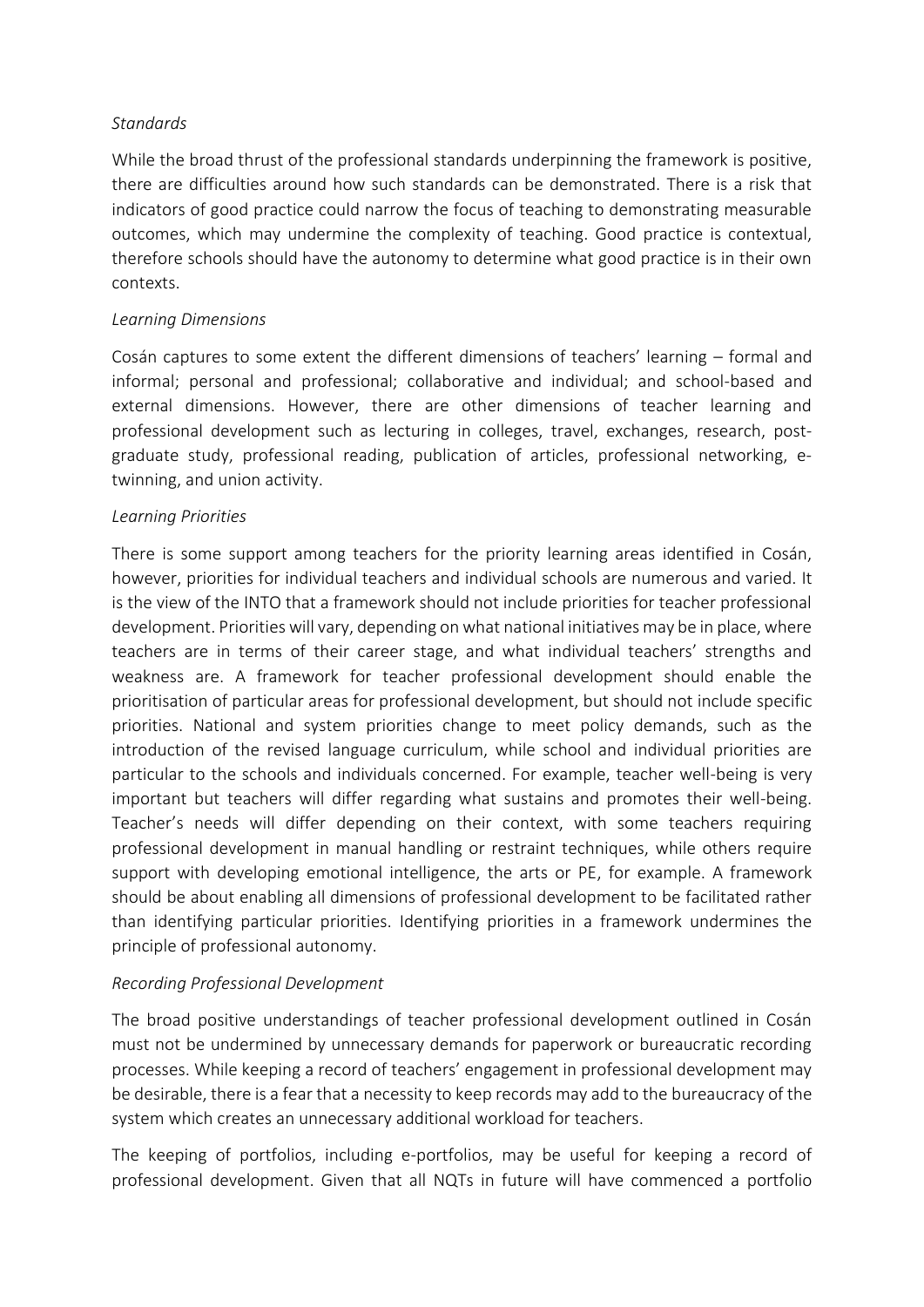*Standards*

While the broad thrust of the professional standards underpinning the framework is positive, there are difficulties around how such standards can be demonstrated. There is a risk that indicators of good practice could narrow the focus of teaching to demonstrating measurable outcomes, which may undermine the complexity of teaching. Good practice is contextual, therefore schools should have the autonomy to determine what good practice is in their own contexts.

*Learning Dimensions*

Cosán captures to some extent the different dimensions of teachers' learning – formal and informal; personal and professional; collaborative and individual; and school-based and external dimensions. However, there are other dimensions of teacher learning and professional development such as lecturing in colleges, travel, exchanges, research, post-graduate study, professional reading, publication of articles, professional networking, e-twinning, and union activity.

*Learning Priorities*

There is some support among teachers for the priority learning areas identified in Cosán, however, priorities for individual teachers and individual schools are numerous and varied. It is the view of the INTO that a framework should not include priorities for teacher professional development. Priorities will vary, depending on what national initiatives may be in place, where teachers are in terms of their career stage, and what individual teachers' strengths and weakness are. A framework for teacher professional development should enable the prioritisation of particular areas for professional development, but should not include specific priorities. National and system priorities change to meet policy demands, such as the introduction of the revised language curriculum, while school and individual priorities are particular to the schools and individuals concerned. For example, teacher well-being is very important but teachers will differ regarding what sustains and promotes their well-being. Teacher's needs will differ depending on their context, with some teachers requiring professional development in manual handling or restraint techniques, while others require support with developing emotional intelligence, the arts or PE, for example. A framework should be about enabling all dimensions of professional development to be facilitated rather than identifying particular priorities. Identifying priorities in a framework undermines the principle of professional autonomy.

*Recording Professional Development*

The broad positive understandings of teacher professional development outlined in Cosán must not be undermined by unnecessary demands for paperwork or bureaucratic recording processes. While keeping a record of teachers' engagement in professional development may be desirable, there is a fear that a necessity to keep records may add to the bureaucracy of the system which creates an unnecessary additional workload for teachers.

The keeping of portfolios, including e-portfolios, may be useful for keeping a record of professional development. Given that all NQTs in future will have commenced a portfolio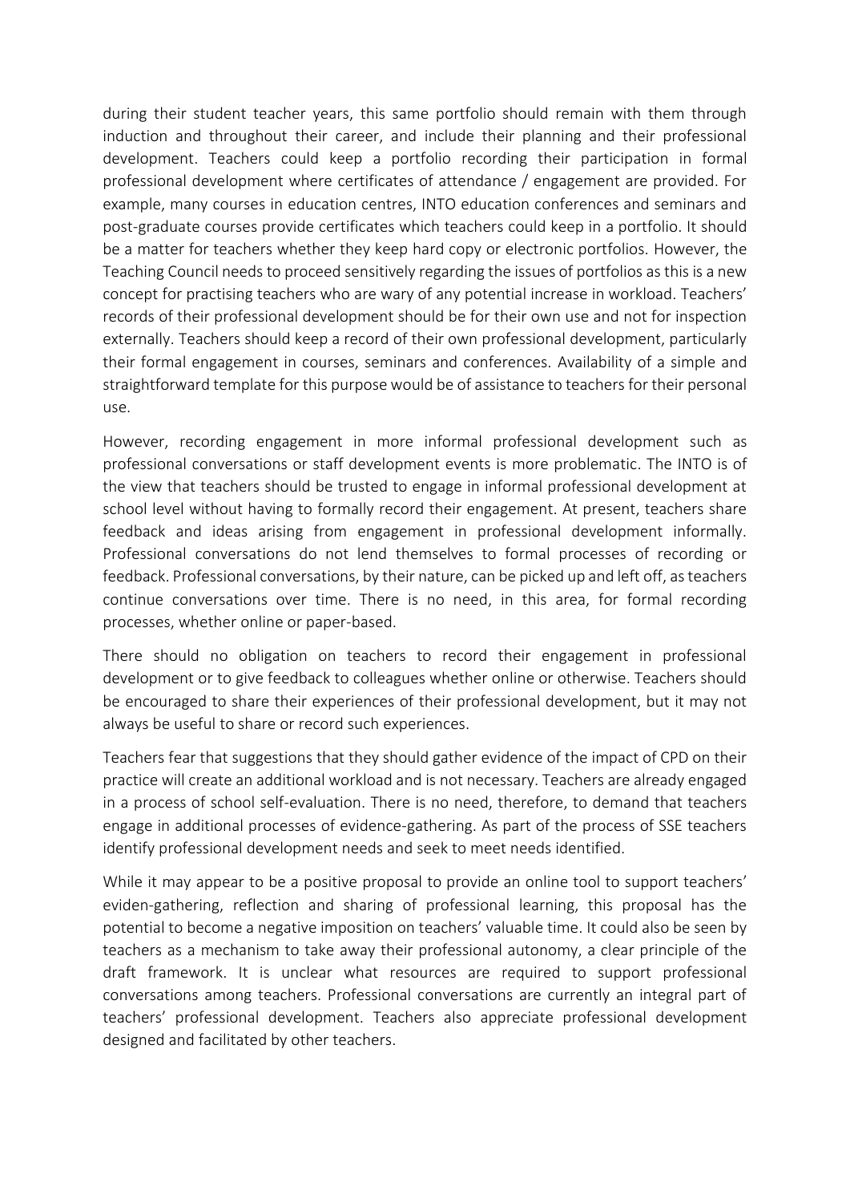during their student teacher years, this same portfolio should remain with them through induction and throughout their career, and include their planning and their professional development. Teachers could keep a portfolio recording their participation in formal professional development where certificates of attendance / engagement are provided. For example, many courses in education centres, INTO education conferences and seminars and post-graduate courses provide certificates which teachers could keep in a portfolio. It should be a matter for teachers whether they keep hard copy or electronic portfolios. However, the Teaching Council needs to proceed sensitively regarding the issues of portfolios as this is a new concept for practising teachers who are wary of any potential increase in workload. Teachers' records of their professional development should be for their own use and not for inspection externally. Teachers should keep a record of their own professional development, particularly their formal engagement in courses, seminars and conferences. Availability of a simple and straightforward template for this purpose would be of assistance to teachers for their personal use.

However, recording engagement in more informal professional development such as professional conversations or staff development events is more problematic. The INTO is of the view that teachers should be trusted to engage in informal professional development at school level without having to formally record their engagement. At present, teachers share feedback and ideas arising from engagement in professional development informally. Professional conversations do not lend themselves to formal processes of recording or feedback. Professional conversations, by their nature, can be picked up and left off, as teachers continue conversations over time. There is no need, in this area, for formal recording processes, whether online or paper-based.

There should no obligation on teachers to record their engagement in professional development or to give feedback to colleagues whether online or otherwise. Teachers should be encouraged to share their experiences of their professional development, but it may not always be useful to share or record such experiences.

Teachers fear that suggestions that they should gather evidence of the impact of CPD on their practice will create an additional workload and is not necessary. Teachers are already engaged in a process of school self-evaluation. There is no need, therefore, to demand that teachers engage in additional processes of evidence-gathering. As part of the process of SSE teachers identify professional development needs and seek to meet needs identified.

While it may appear to be a positive proposal to provide an online tool to support teachers' eviden-gathering, reflection and sharing of professional learning, this proposal has the potential to become a negative imposition on teachers' valuable time. It could also be seen by teachers as a mechanism to take away their professional autonomy, a clear principle of the draft framework. It is unclear what resources are required to support professional conversations among teachers. Professional conversations are currently an integral part of teachers' professional development. Teachers also appreciate professional development designed and facilitated by other teachers.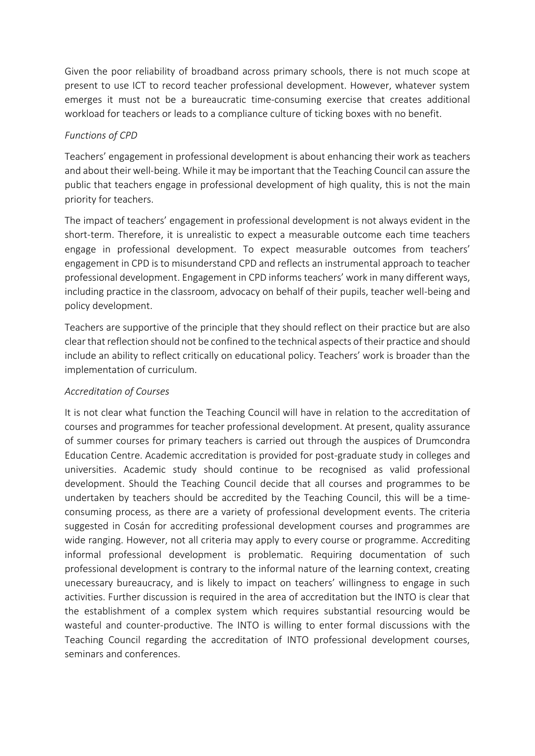Given the poor reliability of broadband across primary schools, there is not much scope at present to use ICT to record teacher professional development. However, whatever system emerges it must not be a bureaucratic time-consuming exercise that creates additional workload for teachers or leads to a compliance culture of ticking boxes with no benefit.

*Functions of CPD*

Teachers' engagement in professional development is about enhancing their work as teachers and about their well-being. While it may be important that the Teaching Council can assure the public that teachers engage in professional development of high quality, this is not the main priority for teachers.

The impact of teachers' engagement in professional development is not always evident in the short-term. Therefore, it is unrealistic to expect a measurable outcome each time teachers engage in professional development. To expect measurable outcomes from teachers' engagement in CPD is to misunderstand CPD and reflects an instrumental approach to teacher professional development. Engagement in CPD informs teachers' work in many different ways, including practice in the classroom, advocacy on behalf of their pupils, teacher well-being and policy development.

Teachers are supportive of the principle that they should reflect on their practice but are also clear that reflection should not be confined to the technical aspects of their practice and should include an ability to reflect critically on educational policy. Teachers' work is broader than the implementation of curriculum.

*Accreditation of Courses*

It is not clear what function the Teaching Council will have in relation to the accreditation of courses and programmes for teacher professional development. At present, quality assurance of summer courses for primary teachers is carried out through the auspices of Drumcondra Education Centre. Academic accreditation is provided for post-graduate study in colleges and universities. Academic study should continue to be recognised as valid professional development. Should the Teaching Council decide that all courses and programmes to be undertaken by teachers should be accredited by the Teaching Council, this will be a time-consuming process, as there are a variety of professional development events. The criteria suggested in Cosán for accrediting professional development courses and programmes are wide ranging. However, not all criteria may apply to every course or programme. Accrediting informal professional development is problematic. Requiring documentation of such professional development is contrary to the informal nature of the learning context, creating unecessary bureaucracy, and is likely to impact on teachers' willingness to engage in such activities. Further discussion is required in the area of accreditation but the INTO is clear that the establishment of a complex system which requires substantial resourcing would be wasteful and counter-productive. The INTO is willing to enter formal discussions with the Teaching Council regarding the accreditation of INTO professional development courses, seminars and conferences.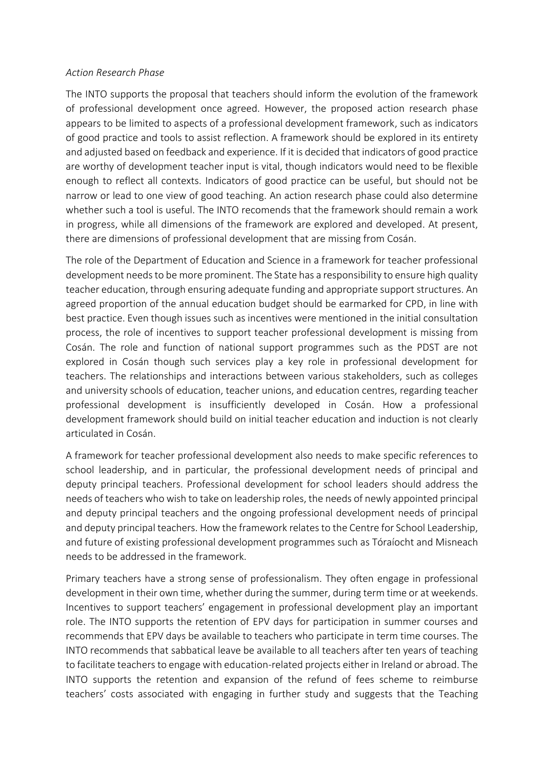*Action Research Phase*

The INTO supports the proposal that teachers should inform the evolution of the framework of professional development once agreed. However, the proposed action research phase appears to be limited to aspects of a professional development framework, such as indicators of good practice and tools to assist reflection. A framework should be explored in its entirety and adjusted based on feedback and experience. If it is decided that indicators of good practice are worthy of development teacher input is vital, though indicators would need to be flexible enough to reflect all contexts. Indicators of good practice can be useful, but should not be narrow or lead to one view of good teaching. An action research phase could also determine whether such a tool is useful. The INTO recomends that the framework should remain a work in progress, while all dimensions of the framework are explored and developed. At present, there are dimensions of professional development that are missing from Cosán.

The role of the Department of Education and Science in a framework for teacher professional development needs to be more prominent. The State has a responsibility to ensure high quality teacher education, through ensuring adequate funding and appropriate support structures. An agreed proportion of the annual education budget should be earmarked for CPD, in line with best practice. Even though issues such as incentives were mentioned in the initial consultation process, the role of incentives to support teacher professional development is missing from Cosán. The role and function of national support programmes such as the PDST are not explored in Cosán though such services play a key role in professional development for teachers. The relationships and interactions between various stakeholders, such as colleges and university schools of education, teacher unions, and education centres, regarding teacher professional development is insufficiently developed in Cosán. How a professional development framework should build on initial teacher education and induction is not clearly articulated in Cosán.

A framework for teacher professional development also needs to make specific references to school leadership, and in particular, the professional development needs of principal and deputy principal teachers. Professional development for school leaders should address the needs of teachers who wish to take on leadership roles, the needs of newly appointed principal and deputy principal teachers and the ongoing professional development needs of principal and deputy principal teachers. How the framework relates to the Centre for School Leadership, and future of existing professional development programmes such as Tóraíocht and Misneach needs to be addressed in the framework.

Primary teachers have a strong sense of professionalism. They often engage in professional development in their own time, whether during the summer, during term time or at weekends. Incentives to support teachers' engagement in professional development play an important role. The INTO supports the retention of EPV days for participation in summer courses and recommends that EPV days be available to teachers who participate in term time courses. The INTO recommends that sabbatical leave be available to all teachers after ten years of teaching to facilitate teachers to engage with education-related projects either in Ireland or abroad. The INTO supports the retention and expansion of the refund of fees scheme to reimburse teachers' costs associated with engaging in further study and suggests that the Teaching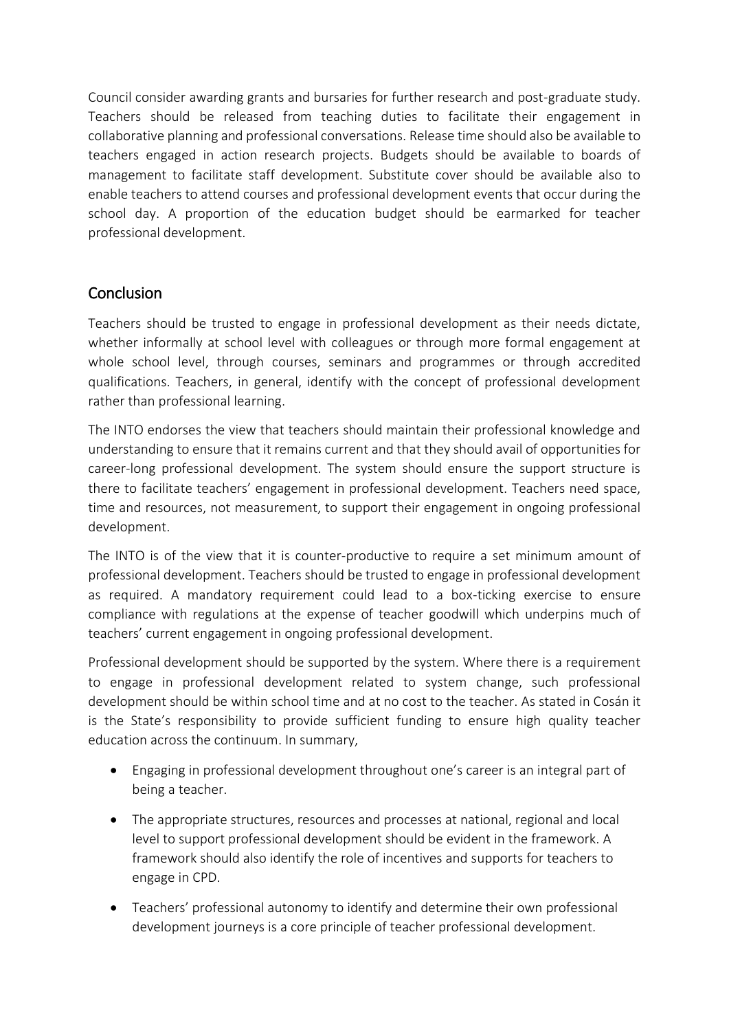Council consider awarding grants and bursaries for further research and post-graduate study. Teachers should be released from teaching duties to facilitate their engagement in collaborative planning and professional conversations. Release time should also be available to teachers engaged in action research projects. Budgets should be available to boards of management to facilitate staff development. Substitute cover should be available also to enable teachers to attend courses and professional development events that occur during the school day. A proportion of the education budget should be earmarked for teacher professional development.

## Conclusion

Teachers should be trusted to engage in professional development as their needs dictate, whether informally at school level with colleagues or through more formal engagement at whole school level, through courses, seminars and programmes or through accredited qualifications. Teachers, in general, identify with the concept of professional development rather than professional learning.

The INTO endorses the view that teachers should maintain their professional knowledge and understanding to ensure that it remains current and that they should avail of opportunities for career-long professional development. The system should ensure the support structure is there to facilitate teachers' engagement in professional development. Teachers need space, time and resources, not measurement, to support their engagement in ongoing professional development.

The INTO is of the view that it is counter-productive to require a set minimum amount of professional development. Teachers should be trusted to engage in professional development as required. A mandatory requirement could lead to a box-ticking exercise to ensure compliance with regulations at the expense of teacher goodwill which underpins much of teachers' current engagement in ongoing professional development.

Professional development should be supported by the system. Where there is a requirement to engage in professional development related to system change, such professional development should be within school time and at no cost to the teacher. As stated in Cosán it is the State's responsibility to provide sufficient funding to ensure high quality teacher education across the continuum. In summary,

- Engaging in professional development throughout one's career is an integral part of being a teacher.
- The appropriate structures, resources and processes at national, regional and local level to support professional development should be evident in the framework. A framework should also identify the role of incentives and supports for teachers to engage in CPD.
- Teachers' professional autonomy to identify and determine their own professional development journeys is a core principle of teacher professional development.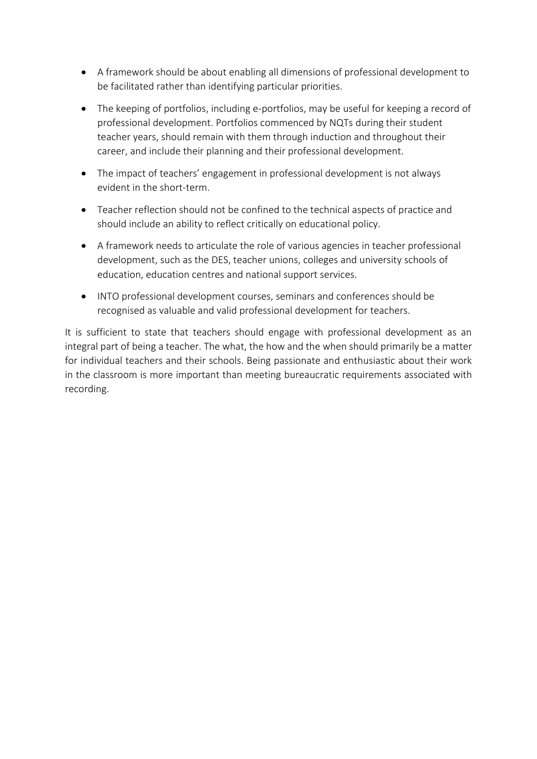- A framework should be about enabling all dimensions of professional development to be facilitated rather than identifying particular priorities.
- The keeping of portfolios, including e-portfolios, may be useful for keeping a record of professional development. Portfolios commenced by NQTs during their student teacher years, should remain with them through induction and throughout their career, and include their planning and their professional development.
- The impact of teachers' engagement in professional development is not always evident in the short-term.
- Teacher reflection should not be confined to the technical aspects of practice and should include an ability to reflect critically on educational policy.
- A framework needs to articulate the role of various agencies in teacher professional development, such as the DES, teacher unions, colleges and university schools of education, education centres and national support services.
- INTO professional development courses, seminars and conferences should be recognised as valuable and valid professional development for teachers.

It is sufficient to state that teachers should engage with professional development as an integral part of being a teacher. The what, the how and the when should primarily be a matter for individual teachers and their schools. Being passionate and enthusiastic about their work in the classroom is more important than meeting bureaucratic requirements associated with recording.